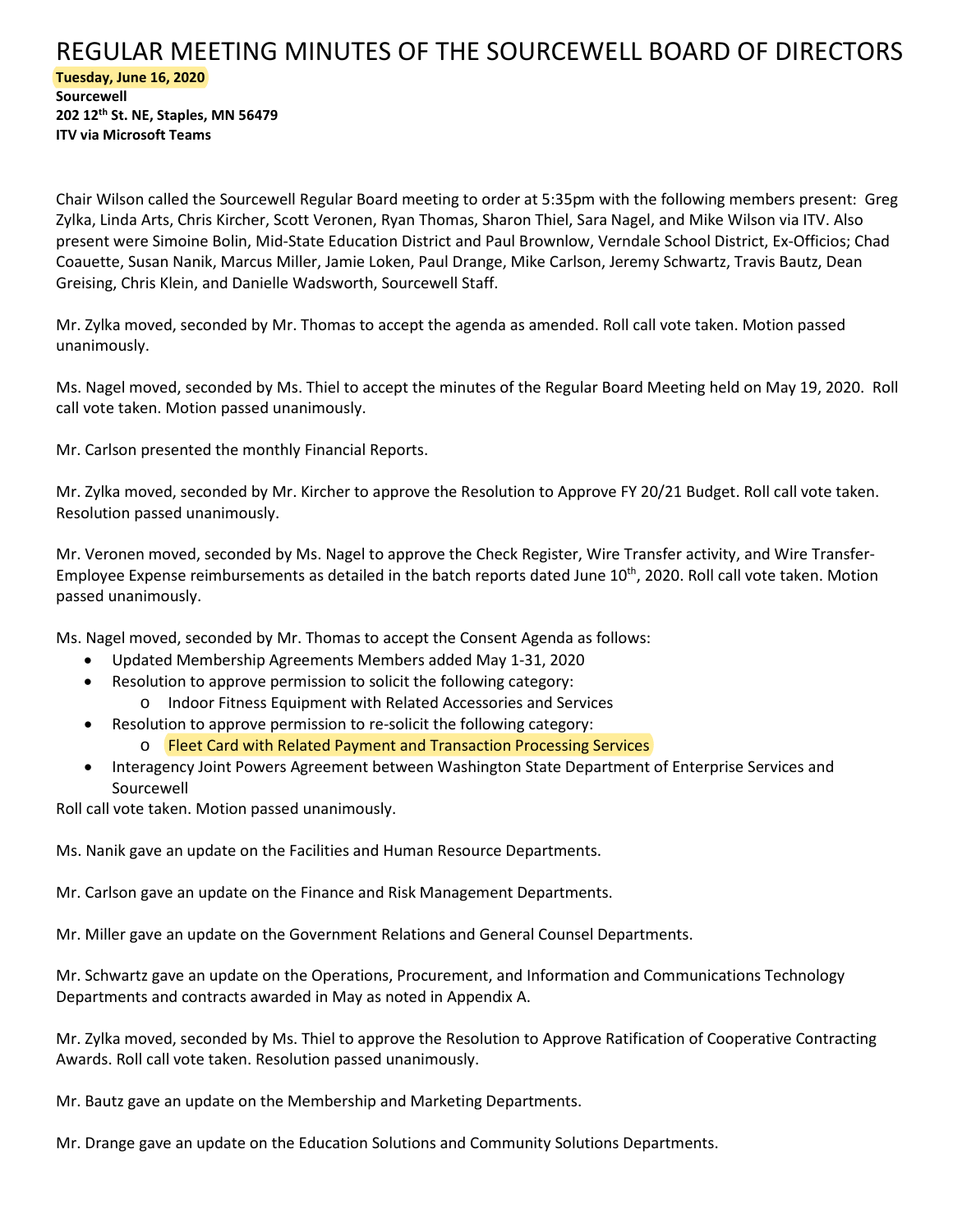# REGULAR MEETING MINUTES OF THE SOURCEWELL BOARD OF DIRECTORS

**Tuesday, June 16, 2020**
**Sourcewell**
**202 12th St. NE, Staples, MN 56479**
**ITV via Microsoft Teams**

Chair Wilson called the Sourcewell Regular Board meeting to order at 5:35pm with the following members present: Greg Zylka, Linda Arts, Chris Kircher, Scott Veronen, Ryan Thomas, Sharon Thiel, Sara Nagel, and Mike Wilson via ITV. Also present were Simoine Bolin, Mid-State Education District and Paul Brownlow, Verndale School District, Ex-Officios; Chad Coauette, Susan Nanik, Marcus Miller, Jamie Loken, Paul Drange, Mike Carlson, Jeremy Schwartz, Travis Bautz, Dean Greising, Chris Klein, and Danielle Wadsworth, Sourcewell Staff.

Mr. Zylka moved, seconded by Mr. Thomas to accept the agenda as amended. Roll call vote taken. Motion passed unanimously.

Ms. Nagel moved, seconded by Ms. Thiel to accept the minutes of the Regular Board Meeting held on May 19, 2020. Roll call vote taken. Motion passed unanimously.

Mr. Carlson presented the monthly Financial Reports.

Mr. Zylka moved, seconded by Mr. Kircher to approve the Resolution to Approve FY 20/21 Budget. Roll call vote taken. Resolution passed unanimously.

Mr. Veronen moved, seconded by Ms. Nagel to approve the Check Register, Wire Transfer activity, and Wire Transfer-Employee Expense reimbursements as detailed in the batch reports dated June 10th, 2020. Roll call vote taken. Motion passed unanimously.

Ms. Nagel moved, seconded by Mr. Thomas to accept the Consent Agenda as follows:

- Updated Membership Agreements Members added May 1-31, 2020
- Resolution to approve permission to solicit the following category:
  - Indoor Fitness Equipment with Related Accessories and Services
- Resolution to approve permission to re-solicit the following category:
  - Fleet Card with Related Payment and Transaction Processing Services
- Interagency Joint Powers Agreement between Washington State Department of Enterprise Services and Sourcewell

Roll call vote taken. Motion passed unanimously.

Ms. Nanik gave an update on the Facilities and Human Resource Departments.

Mr. Carlson gave an update on the Finance and Risk Management Departments.

Mr. Miller gave an update on the Government Relations and General Counsel Departments.

Mr. Schwartz gave an update on the Operations, Procurement, and Information and Communications Technology Departments and contracts awarded in May as noted in Appendix A.

Mr. Zylka moved, seconded by Ms. Thiel to approve the Resolution to Approve Ratification of Cooperative Contracting Awards. Roll call vote taken. Resolution passed unanimously.

Mr. Bautz gave an update on the Membership and Marketing Departments.

Mr. Drange gave an update on the Education Solutions and Community Solutions Departments.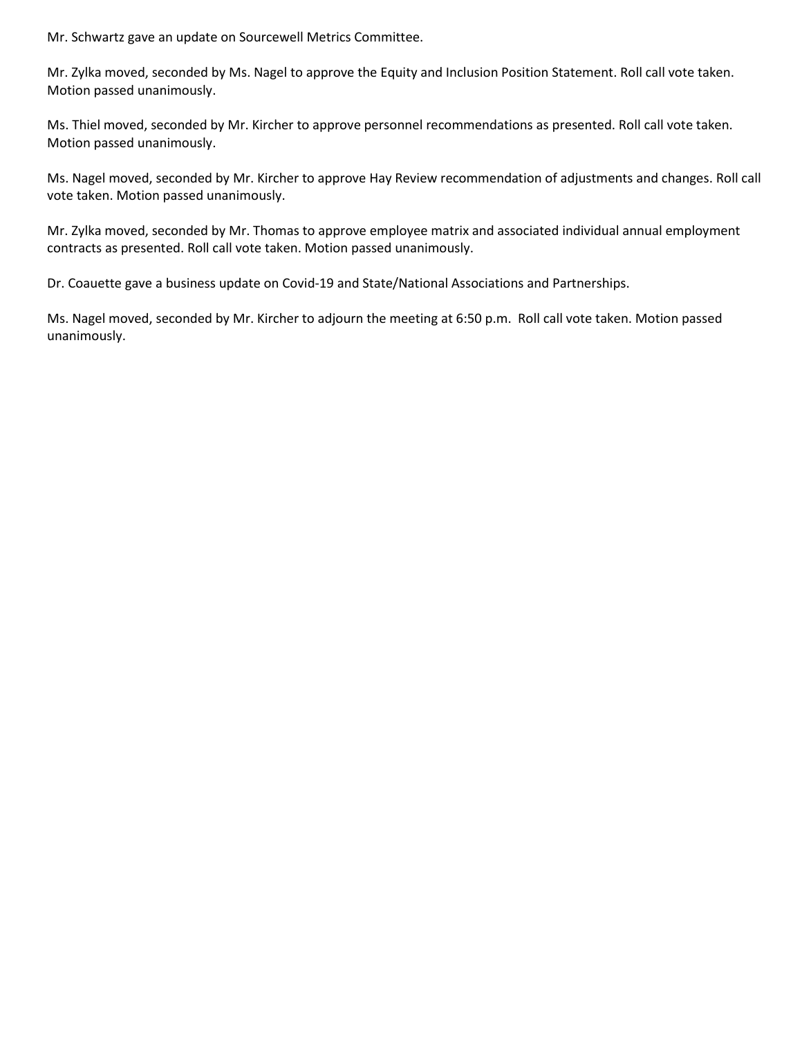Mr. Schwartz gave an update on Sourcewell Metrics Committee.

Mr. Zylka moved, seconded by Ms. Nagel to approve the Equity and Inclusion Position Statement. Roll call vote taken. Motion passed unanimously.

Ms. Thiel moved, seconded by Mr. Kircher to approve personnel recommendations as presented. Roll call vote taken. Motion passed unanimously.

Ms. Nagel moved, seconded by Mr. Kircher to approve Hay Review recommendation of adjustments and changes. Roll call vote taken. Motion passed unanimously.

Mr. Zylka moved, seconded by Mr. Thomas to approve employee matrix and associated individual annual employment contracts as presented. Roll call vote taken. Motion passed unanimously.

Dr. Coauette gave a business update on Covid-19 and State/National Associations and Partnerships.

Ms. Nagel moved, seconded by Mr. Kircher to adjourn the meeting at 6:50 p.m. Roll call vote taken. Motion passed unanimously.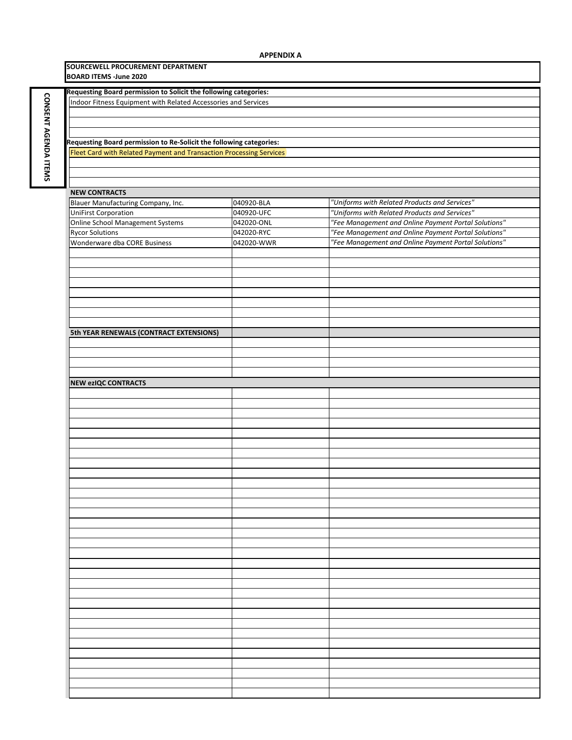**APPENDIX A**

**SOURCEWELL PROCUREMENT DEPARTMENT**
**BOARD ITEMS -June 2020**

**CONSENT AGENDA ITEMS**

**Requesting Board permission to Solicit the following categories:**

Indoor Fitness Equipment with Related Accessories and Services

**Requesting Board permission to Re-Solicit the following categories:**

Fleet Card with Related Payment and Transaction Processing Services

| **NEW CONTRACTS** | | |
|---|---|---|
| Blauer Manufacturing Company, Inc. | 040920-BLA | *"Uniforms with Related Products and Services"* |
| UniFirst Corporation | 040920-UFC | *"Uniforms with Related Products and Services"* |
| Online School Management Systems | 042020-ONL | *"Fee Management and Online Payment Portal Solutions"* |
| Rycor Solutions | 042020-RYC | *"Fee Management and Online Payment Portal Solutions"* |
| Wonderware dba CORE Business | 042020-WWR | *"Fee Management and Online Payment Portal Solutions"* |

| **5th YEAR RENEWALS (CONTRACT EXTENSIONS)** | | |
|---|---|---|
| | | |

| **NEW ezIQC CONTRACTS** | | |
|---|---|---|
| | | |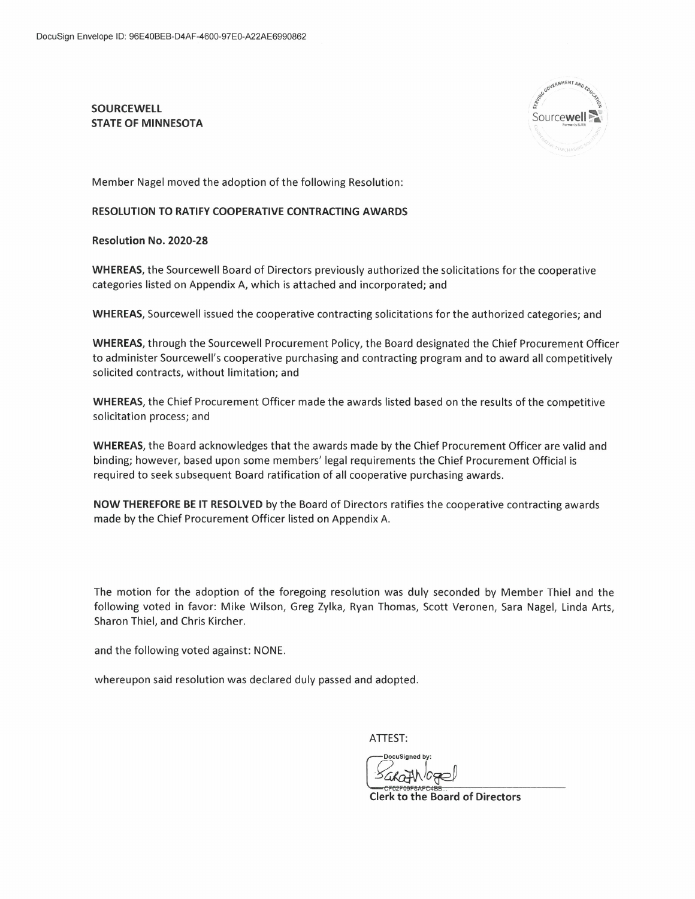DocuSign Envelope ID: 96E40BEB-D4AF-4600-97E0-A22AE6990862

**SOURCEWELL**
**STATE OF MINNESOTA**

Member Nagel moved the adoption of the following Resolution:

**RESOLUTION TO RATIFY COOPERATIVE CONTRACTING AWARDS**

**Resolution No. 2020-28**

**WHEREAS,** the Sourcewell Board of Directors previously authorized the solicitations for the cooperative categories listed on Appendix A, which is attached and incorporated; and

**WHEREAS,** Sourcewell issued the cooperative contracting solicitations for the authorized categories; and

**WHEREAS,** through the Sourcewell Procurement Policy, the Board designated the Chief Procurement Officer to administer Sourcewell's cooperative purchasing and contracting program and to award all competitively solicited contracts, without limitation; and

**WHEREAS,** the Chief Procurement Officer made the awards listed based on the results of the competitive solicitation process; and

**WHEREAS,** the Board acknowledges that the awards made by the Chief Procurement Officer are valid and binding; however, based upon some members' legal requirements the Chief Procurement Official is required to seek subsequent Board ratification of all cooperative purchasing awards.

**NOW THEREFORE BE IT RESOLVED** by the Board of Directors ratifies the cooperative contracting awards made by the Chief Procurement Officer listed on Appendix A.

The motion for the adoption of the foregoing resolution was duly seconded by Member Thiel and the following voted in favor: Mike Wilson, Greg Zylka, Ryan Thomas, Scott Veronen, Sara Nagel, Linda Arts, Sharon Thiel, and Chris Kircher.

and the following voted against: NONE.

whereupon said resolution was declared duly passed and adopted.

ATTEST:

DocuSigned by:
Sarah Nagel
CF82F09F6AFC4BB...

**Clerk to the Board of Directors**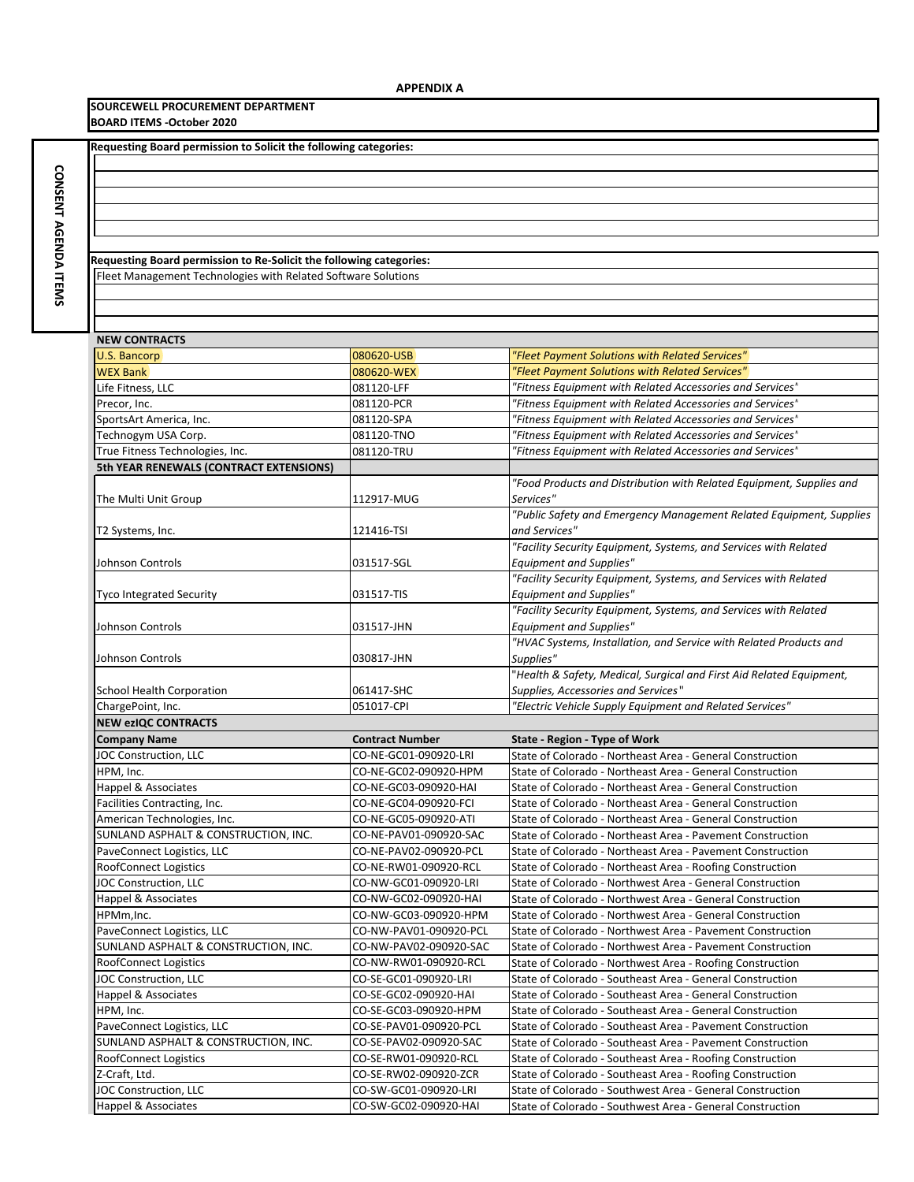**APPENDIX A**

**SOURCEWELL PROCUREMENT DEPARTMENT**
**BOARD ITEMS -October 2020**

**CONSENT AGENDA ITEMS**

**Requesting Board permission to Solicit the following categories:**

**Requesting Board permission to Re-Solicit the following categories:**

Fleet Management Technologies with Related Software Solutions

| **NEW CONTRACTS** | | |
|---|---|---|
| U.S. Bancorp | 080620-USB | *"Fleet Payment Solutions with Related Services"* |
| WEX Bank | 080620-WEX | *"Fleet Payment Solutions with Related Services"* |
| Life Fitness, LLC | 081120-LFF | *"Fitness Equipment with Related Accessories and Services"* |
| Precor, Inc. | 081120-PCR | *"Fitness Equipment with Related Accessories and Services"* |
| SportsArt America, Inc. | 081120-SPA | *"Fitness Equipment with Related Accessories and Services"* |
| Technogym USA Corp. | 081120-TNO | *"Fitness Equipment with Related Accessories and Services"* |
| True Fitness Technologies, Inc. | 081120-TRU | *"Fitness Equipment with Related Accessories and Services"* |
| **5th YEAR RENEWALS (CONTRACT EXTENSIONS)** | | |
| The Multi Unit Group | 112917-MUG | *"Food Products and Distribution with Related Equipment, Supplies and Services"* |
| T2 Systems, Inc. | 121416-TSI | *"Public Safety and Emergency Management Related Equipment, Supplies and Services"* |
| Johnson Controls | 031517-SGL | *"Facility Security Equipment, Systems, and Services with Related Equipment and Supplies"* |
| Tyco Integrated Security | 031517-TIS | *"Facility Security Equipment, Systems, and Services with Related Equipment and Supplies"* |
| Johnson Controls | 031517-JHN | *"Facility Security Equipment, Systems, and Services with Related Equipment and Supplies"* |
| Johnson Controls | 030817-JHN | *"HVAC Systems, Installation, and Service with Related Products and Supplies"* |
| School Health Corporation | 061417-SHC | *"Health & Safety, Medical, Surgical and First Aid Related Equipment, Supplies, Accessories and Services"* |
| ChargePoint, Inc. | 051017-CPI | *"Electric Vehicle Supply Equipment and Related Services"* |
| **NEW ezIQC CONTRACTS** | | |
| **Company Name** | **Contract Number** | **State - Region - Type of Work** |
| JOC Construction, LLC | CO-NE-GC01-090920-LRI | State of Colorado - Northeast Area - General Construction |
| HPM, Inc. | CO-NE-GC02-090920-HPM | State of Colorado - Northeast Area - General Construction |
| Happel & Associates | CO-NE-GC03-090920-HAI | State of Colorado - Northeast Area - General Construction |
| Facilities Contracting, Inc. | CO-NE-GC04-090920-FCI | State of Colorado - Northeast Area - General Construction |
| American Technologies, Inc. | CO-NE-GC05-090920-ATI | State of Colorado - Northeast Area - General Construction |
| SUNLAND ASPHALT & CONSTRUCTION, INC. | CO-NE-PAV01-090920-SAC | State of Colorado - Northeast Area - Pavement Construction |
| PaveConnect Logistics, LLC | CO-NE-PAV02-090920-PCL | State of Colorado - Northeast Area - Pavement Construction |
| RoofConnect Logistics | CO-NE-RW01-090920-RCL | State of Colorado - Northeast Area - Roofing Construction |
| JOC Construction, LLC | CO-NW-GC01-090920-LRI | State of Colorado - Northwest Area - General Construction |
| Happel & Associates | CO-NW-GC02-090920-HAI | State of Colorado - Northwest Area - General Construction |
| HPMm,Inc. | CO-NW-GC03-090920-HPM | State of Colorado - Northwest Area - General Construction |
| PaveConnect Logistics, LLC | CO-NW-PAV01-090920-PCL | State of Colorado - Northwest Area - Pavement Construction |
| SUNLAND ASPHALT & CONSTRUCTION, INC. | CO-NW-PAV02-090920-SAC | State of Colorado - Northwest Area - Pavement Construction |
| RoofConnect Logistics | CO-NW-RW01-090920-RCL | State of Colorado - Northwest Area - Roofing Construction |
| JOC Construction, LLC | CO-SE-GC01-090920-LRI | State of Colorado - Southeast Area - General Construction |
| Happel & Associates | CO-SE-GC02-090920-HAI | State of Colorado - Southeast Area - General Construction |
| HPM, Inc. | CO-SE-GC03-090920-HPM | State of Colorado - Southeast Area - General Construction |
| PaveConnect Logistics, LLC | CO-SE-PAV01-090920-PCL | State of Colorado - Southeast Area - Pavement Construction |
| SUNLAND ASPHALT & CONSTRUCTION, INC. | CO-SE-PAV02-090920-SAC | State of Colorado - Southeast Area - Pavement Construction |
| RoofConnect Logistics | CO-SE-RW01-090920-RCL | State of Colorado - Southeast Area - Roofing Construction |
| Z-Craft, Ltd. | CO-SE-RW02-090920-ZCR | State of Colorado - Southeast Area - Roofing Construction |
| JOC Construction, LLC | CO-SW-GC01-090920-LRI | State of Colorado - Southwest Area - General Construction |
| Happel & Associates | CO-SW-GC02-090920-HAI | State of Colorado - Southwest Area - General Construction |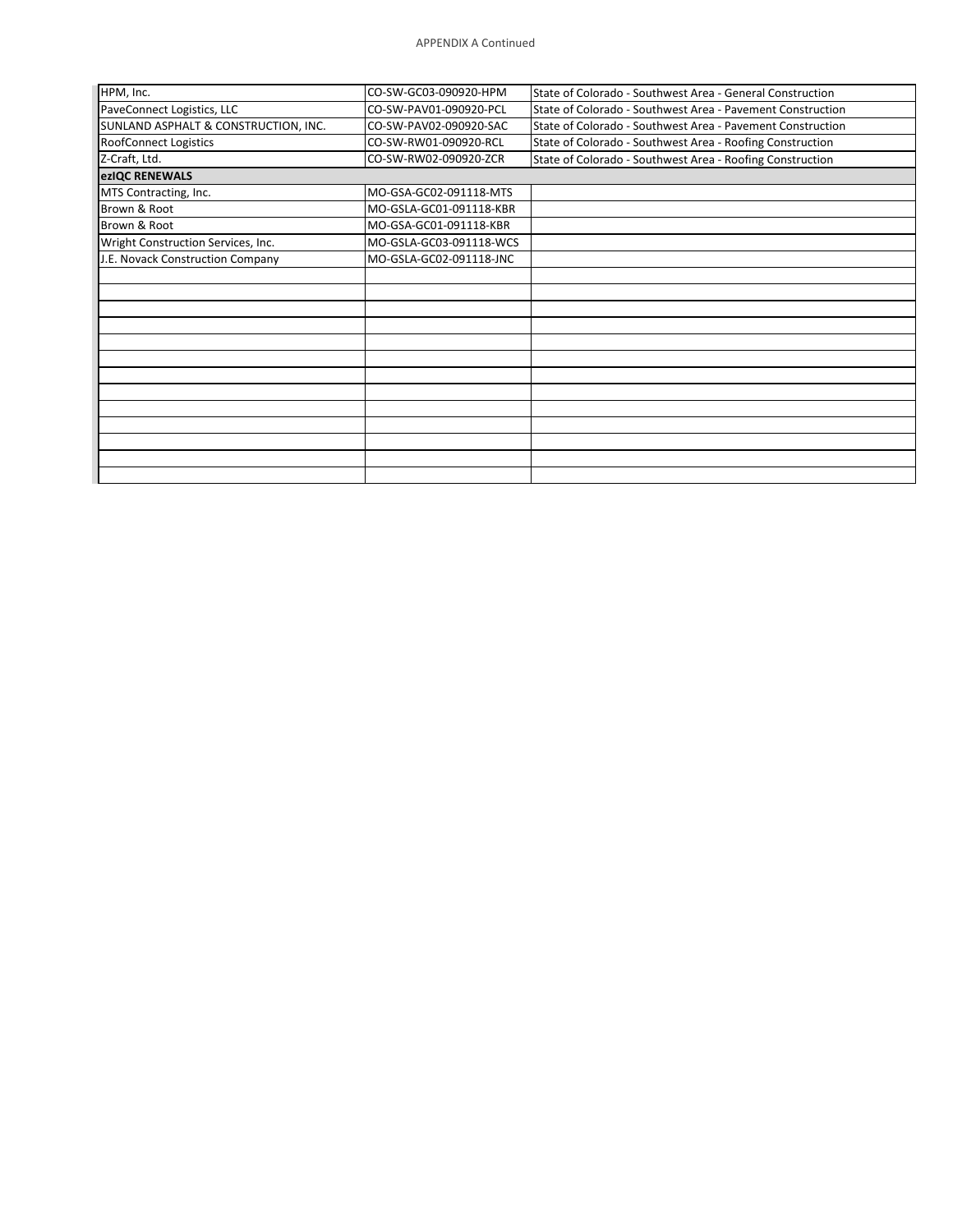| | | |
|---|---|---|
| HPM, Inc. | CO-SW-GC03-090920-HPM | State of Colorado - Southwest Area - General Construction |
| PaveConnect Logistics, LLC | CO-SW-PAV01-090920-PCL | State of Colorado - Southwest Area - Pavement Construction |
| SUNLAND ASPHALT & CONSTRUCTION, INC. | CO-SW-PAV02-090920-SAC | State of Colorado - Southwest Area - Pavement Construction |
| RoofConnect Logistics | CO-SW-RW01-090920-RCL | State of Colorado - Southwest Area - Roofing Construction |
| Z-Craft, Ltd. | CO-SW-RW02-090920-ZCR | State of Colorado - Southwest Area - Roofing Construction |
| **ezIQC RENEWALS** | | |
| MTS Contracting, Inc. | MO-GSA-GC02-091118-MTS | |
| Brown & Root | MO-GSLA-GC01-091118-KBR | |
| Brown & Root | MO-GSA-GC01-091118-KBR | |
| Wright Construction Services, Inc. | MO-GSLA-GC03-091118-WCS | |
| J.E. Novack Construction Company | MO-GSLA-GC02-091118-JNC | |